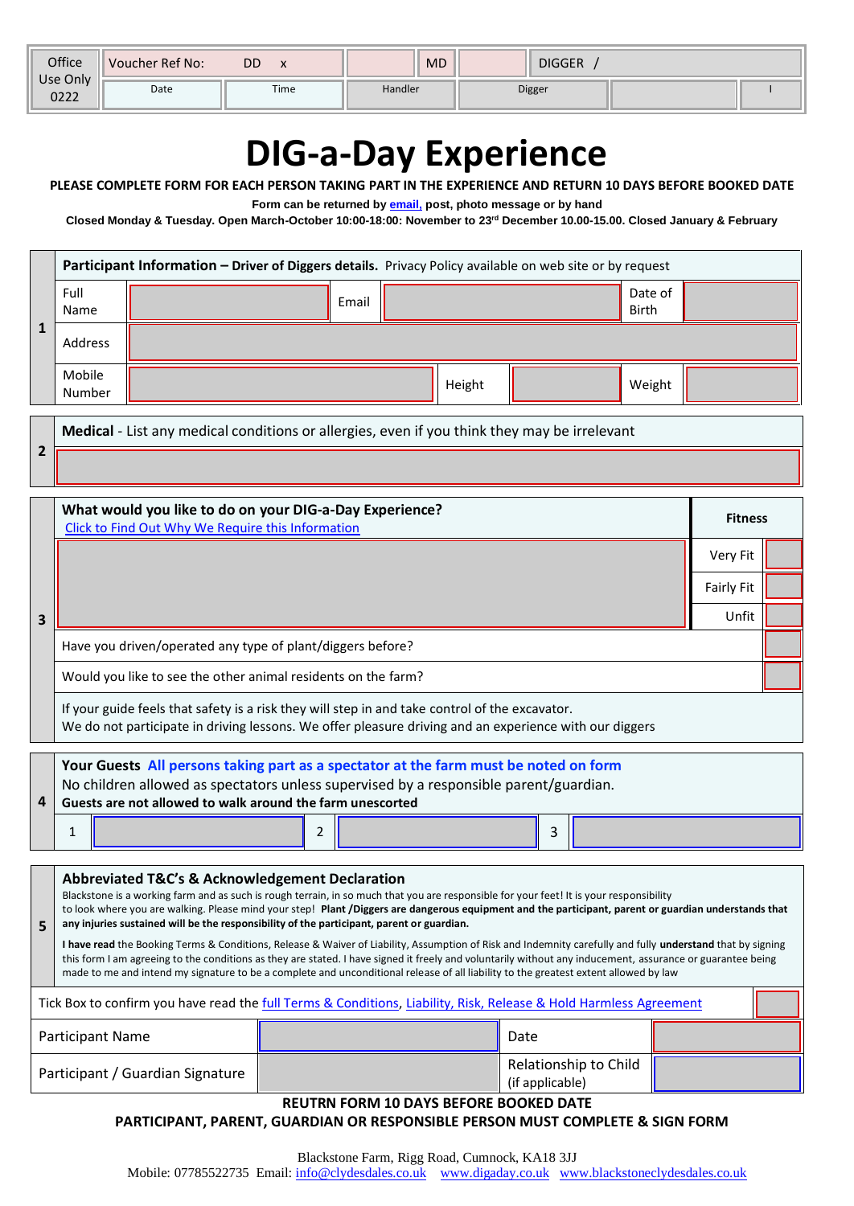| Office Use Only 0222 | Voucher Ref No: DD x | | MD | | DIGGER / | |
|---|---|---|---|---|---|---|
| | Date | Time | Handler | Digger | | I |

# DIG-a-Day Experience

**PLEASE COMPLETE FORM FOR EACH PERSON TAKING PART IN THE EXPERIENCE AND RETURN 10 DAYS BEFORE BOOKED DATE**

**Form can be returned by email, post, photo message or by hand**

**Closed Monday & Tuesday. Open March-October 10:00-18:00: November to 23rd December 10.00-15.00. Closed January & February**

| 1 | **Participant Information – Driver of Diggers details.** Privacy Policy available on web site or by request | | | | | |
|---|---|---|---|---|---|---|
| | Full Name | | Email | | Date of Birth | |
| | Address | | | | | |
| | Mobile Number | | Height | | Weight | |

| 2 | **Medical** - List any medical conditions or allergies, even if you think they may be irrelevant |
|---|---|
| | |

| 3 | **What would you like to do on your DIG-a-Day Experience?** Click to Find Out Why We Require this Information | **Fitness** | |
|---|---|---|---|
| | | Very Fit | |
| | | Fairly Fit | |
| | | Unfit | |
| | Have you driven/operated any type of plant/diggers before? | | |
| | Would you like to see the other animal residents on the farm? | | |
| | If your guide feels that safety is a risk they will step in and take control of the excavator. We do not participate in driving lessons. We offer pleasure driving and an experience with our diggers | | |

| 4 | **Your Guests** **All persons taking part as a spectator at the farm must be noted on form** No children allowed as spectators unless supervised by a responsible parent/guardian. **Guests are not allowed to walk around the farm unescorted** | | | | | |
|---|---|---|---|---|---|---|
| | 1 | | 2 | | 3 | |

| 5 | **Abbreviated T&C's & Acknowledgement Declaration** Blackstone is a working farm and as such is rough terrain, in so much that you are responsible for your feet! It is your responsibility to look where you are walking. Please mind your step! **Plant /Diggers are dangerous equipment and the participant, parent or guardian understands that any injuries sustained will be the responsibility of the participant, parent or guardian.** **I have read** the Booking Terms & Conditions, Release & Waiver of Liability, Assumption of Risk and Indemnity carefully and fully **understand** that by signing this form I am agreeing to the conditions as they are stated. I have signed it freely and voluntarily without any inducement, assurance or guarantee being made to me and intend my signature to be a complete and unconditional release of all liability to the greatest extent allowed by law |
|---|---|

| Tick Box to confirm you have read the full Terms & Conditions, Liability, Risk, Release & Hold Harmless Agreement | | | |
|---|---|---|---|
| Participant Name | | Date | |
| Participant / Guardian Signature | | Relationship to Child (if applicable) | |

**REUTRN FORM 10 DAYS BEFORE BOOKED DATE**

**PARTICIPANT, PARENT, GUARDIAN OR RESPONSIBLE PERSON MUST COMPLETE & SIGN FORM**

Blackstone Farm, Rigg Road, Cumnock, KA18 3JJ
Mobile: 07785522735 Email: info@clydesdales.co.uk www.digaday.co.uk www.blackstoneclydesdales.co.uk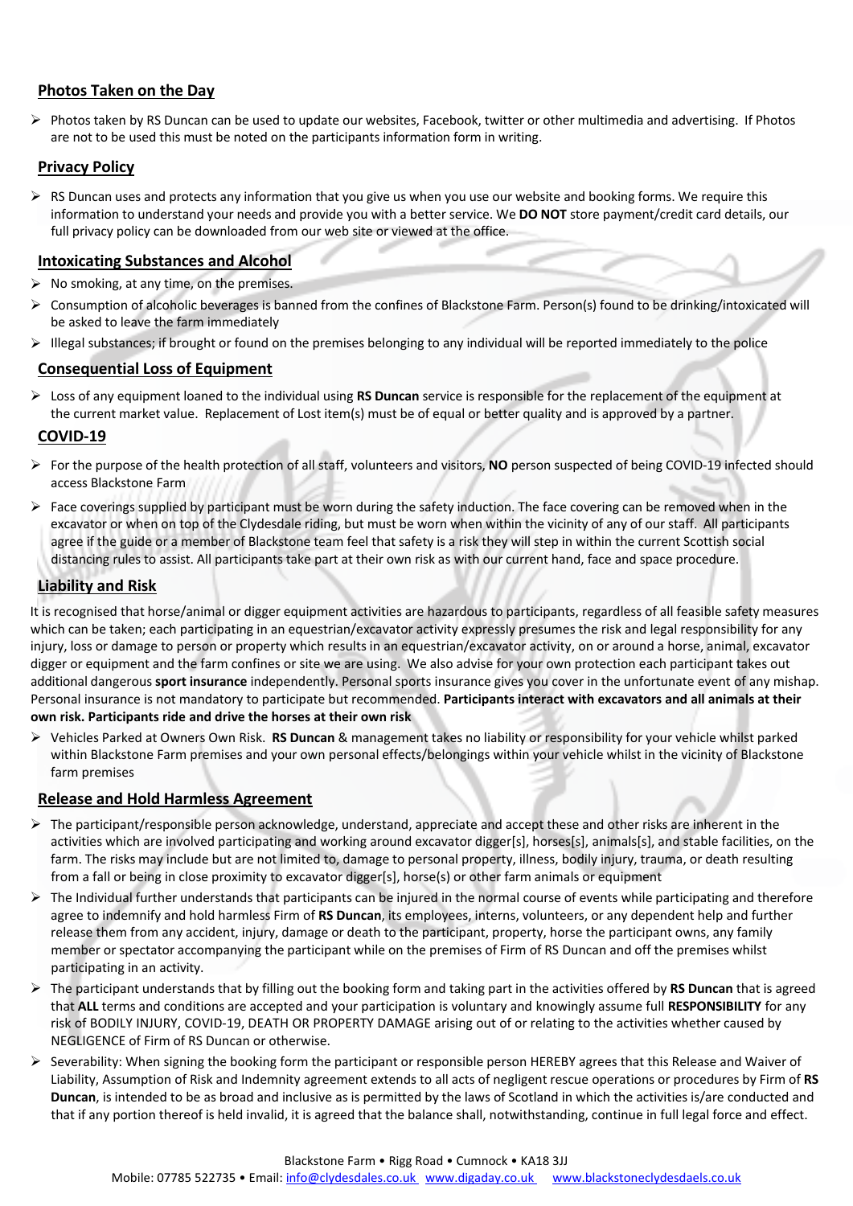## Photos Taken on the Day

- Photos taken by RS Duncan can be used to update our websites, Facebook, twitter or other multimedia and advertising. If Photos are not to be used this must be noted on the participants information form in writing.

## Privacy Policy

- RS Duncan uses and protects any information that you give us when you use our website and booking forms. We require this information to understand your needs and provide you with a better service. We **DO NOT** store payment/credit card details, our full privacy policy can be downloaded from our web site or viewed at the office.

## Intoxicating Substances and Alcohol

- No smoking, at any time, on the premises.
- Consumption of alcoholic beverages is banned from the confines of Blackstone Farm. Person(s) found to be drinking/intoxicated will be asked to leave the farm immediately
- Illegal substances; if brought or found on the premises belonging to any individual will be reported immediately to the police

## Consequential Loss of Equipment

- Loss of any equipment loaned to the individual using **RS Duncan** service is responsible for the replacement of the equipment at the current market value. Replacement of Lost item(s) must be of equal or better quality and is approved by a partner.

## COVID-19

- For the purpose of the health protection of all staff, volunteers and visitors, **NO** person suspected of being COVID-19 infected should access Blackstone Farm
- Face coverings supplied by participant must be worn during the safety induction. The face covering can be removed when in the excavator or when on top of the Clydesdale riding, but must be worn when within the vicinity of any of our staff. All participants agree if the guide or a member of Blackstone team feel that safety is a risk they will step in within the current Scottish social distancing rules to assist. All participants take part at their own risk as with our current hand, face and space procedure.

## Liability and Risk

It is recognised that horse/animal or digger equipment activities are hazardous to participants, regardless of all feasible safety measures which can be taken; each participating in an equestrian/excavator activity expressly presumes the risk and legal responsibility for any injury, loss or damage to person or property which results in an equestrian/excavator activity, on or around a horse, animal, excavator digger or equipment and the farm confines or site we are using. We also advise for your own protection each participant takes out additional dangerous **sport insurance** independently. Personal sports insurance gives you cover in the unfortunate event of any mishap. Personal insurance is not mandatory to participate but recommended. **Participants interact with excavators and all animals at their own risk. Participants ride and drive the horses at their own risk**

- Vehicles Parked at Owners Own Risk. **RS Duncan** & management takes no liability or responsibility for your vehicle whilst parked within Blackstone Farm premises and your own personal effects/belongings within your vehicle whilst in the vicinity of Blackstone farm premises

## Release and Hold Harmless Agreement

- The participant/responsible person acknowledge, understand, appreciate and accept these and other risks are inherent in the activities which are involved participating and working around excavator digger[s], horses[s], animals[s], and stable facilities, on the farm. The risks may include but are not limited to, damage to personal property, illness, bodily injury, trauma, or death resulting from a fall or being in close proximity to excavator digger[s], horse(s) or other farm animals or equipment
- The Individual further understands that participants can be injured in the normal course of events while participating and therefore agree to indemnify and hold harmless Firm of **RS Duncan**, its employees, interns, volunteers, or any dependent help and further release them from any accident, injury, damage or death to the participant, property, horse the participant owns, any family member or spectator accompanying the participant while on the premises of Firm of RS Duncan and off the premises whilst participating in an activity.
- The participant understands that by filling out the booking form and taking part in the activities offered by **RS Duncan** that is agreed that **ALL** terms and conditions are accepted and your participation is voluntary and knowingly assume full **RESPONSIBILITY** for any risk of BODILY INJURY, COVID-19, DEATH OR PROPERTY DAMAGE arising out of or relating to the activities whether caused by NEGLIGENCE of Firm of RS Duncan or otherwise.
- Severability: When signing the booking form the participant or responsible person HEREBY agrees that this Release and Waiver of Liability, Assumption of Risk and Indemnity agreement extends to all acts of negligent rescue operations or procedures by Firm of **RS Duncan**, is intended to be as broad and inclusive as is permitted by the laws of Scotland in which the activities is/are conducted and that if any portion thereof is held invalid, it is agreed that the balance shall, notwithstanding, continue in full legal force and effect.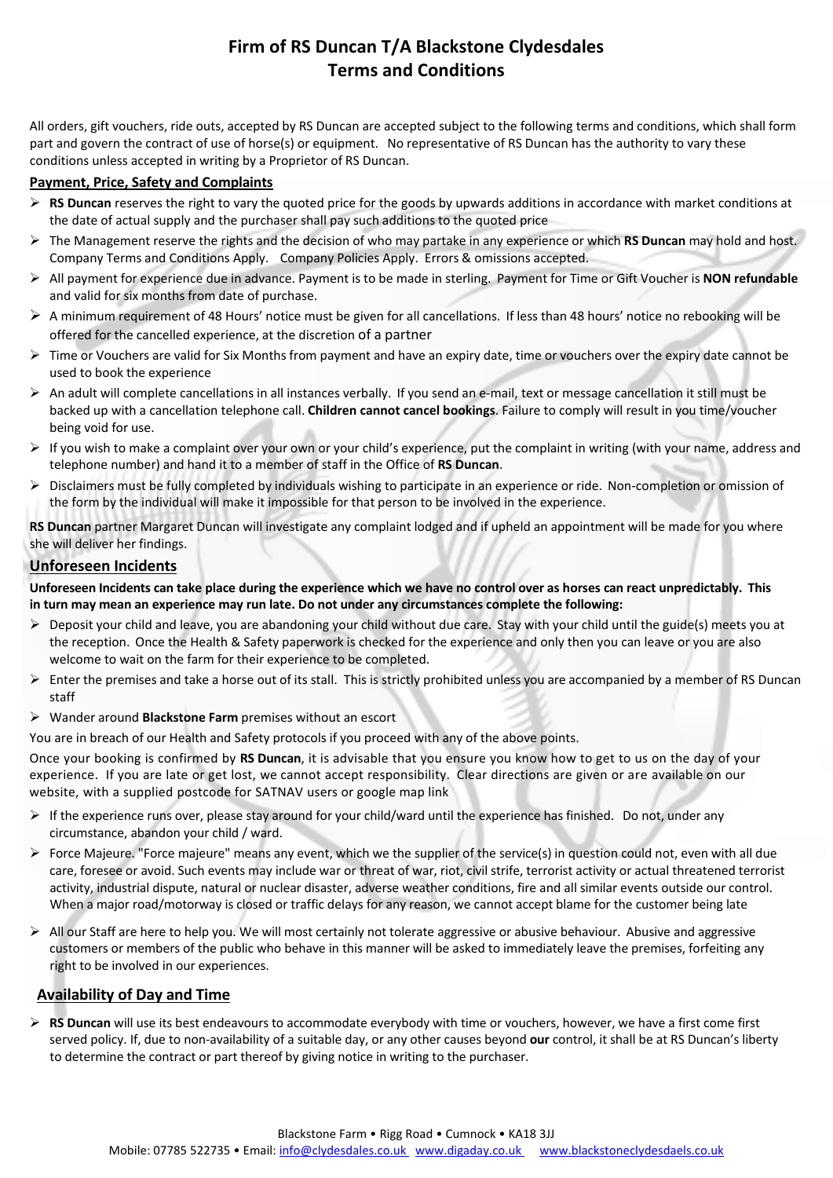# Firm of RS Duncan T/A Blackstone Clydesdales
# Terms and Conditions

All orders, gift vouchers, ride outs, accepted by RS Duncan are accepted subject to the following terms and conditions, which shall form part and govern the contract of use of horse(s) or equipment. No representative of RS Duncan has the authority to vary these conditions unless accepted in writing by a Proprietor of RS Duncan.

## Payment, Price, Safety and Complaints

- **RS Duncan** reserves the right to vary the quoted price for the goods by upwards additions in accordance with market conditions at the date of actual supply and the purchaser shall pay such additions to the quoted price
- The Management reserve the rights and the decision of who may partake in any experience or which **RS Duncan** may hold and host. Company Terms and Conditions Apply. Company Policies Apply. Errors & omissions accepted.
- All payment for experience due in advance. Payment is to be made in sterling. Payment for Time or Gift Voucher is **NON refundable** and valid for six months from date of purchase.
- A minimum requirement of 48 Hours' notice must be given for all cancellations. If less than 48 hours' notice no rebooking will be offered for the cancelled experience, at the discretion of a partner
- Time or Vouchers are valid for Six Months from payment and have an expiry date, time or vouchers over the expiry date cannot be used to book the experience
- An adult will complete cancellations in all instances verbally. If you send an e-mail, text or message cancellation it still must be backed up with a cancellation telephone call. **Children cannot cancel bookings**. Failure to comply will result in you time/voucher being void for use.
- If you wish to make a complaint over your own or your child's experience, put the complaint in writing (with your name, address and telephone number) and hand it to a member of staff in the Office of **RS Duncan**.
- Disclaimers must be fully completed by individuals wishing to participate in an experience or ride. Non-completion or omission of the form by the individual will make it impossible for that person to be involved in the experience.

**RS Duncan** partner Margaret Duncan will investigate any complaint lodged and if upheld an appointment will be made for you where she will deliver her findings.

## Unforeseen Incidents

**Unforeseen Incidents can take place during the experience which we have no control over as horses can react unpredictably. This in turn may mean an experience may run late. Do not under any circumstances complete the following:**

- Deposit your child and leave, you are abandoning your child without due care. Stay with your child until the guide(s) meets you at the reception. Once the Health & Safety paperwork is checked for the experience and only then you can leave or you are also welcome to wait on the farm for their experience to be completed.
- Enter the premises and take a horse out of its stall. This is strictly prohibited unless you are accompanied by a member of RS Duncan staff
- Wander around **Blackstone Farm** premises without an escort

You are in breach of our Health and Safety protocols if you proceed with any of the above points.

Once your booking is confirmed by **RS Duncan**, it is advisable that you ensure you know how to get to us on the day of your experience. If you are late or get lost, we cannot accept responsibility. Clear directions are given or are available on our website, with a supplied postcode for SATNAV users or google map link

- If the experience runs over, please stay around for your child/ward until the experience has finished. Do not, under any circumstance, abandon your child / ward.
- Force Majeure. "Force majeure" means any event, which we the supplier of the service(s) in question could not, even with all due care, foresee or avoid. Such events may include war or threat of war, riot, civil strife, terrorist activity or actual threatened terrorist activity, industrial dispute, natural or nuclear disaster, adverse weather conditions, fire and all similar events outside our control. When a major road/motorway is closed or traffic delays for any reason, we cannot accept blame for the customer being late
- All our Staff are here to help you. We will most certainly not tolerate aggressive or abusive behaviour. Abusive and aggressive customers or members of the public who behave in this manner will be asked to immediately leave the premises, forfeiting any right to be involved in our experiences.

## Availability of Day and Time

- **RS Duncan** will use its best endeavours to accommodate everybody with time or vouchers, however, we have a first come first served policy. If, due to non-availability of a suitable day, or any other causes beyond **our** control, it shall be at RS Duncan's liberty to determine the contract or part thereof by giving notice in writing to the purchaser.

Blackstone Farm • Rigg Road • Cumnock • KA18 3JJ
Mobile: 07785 522735 • Email: info@clydesdales.co.uk www.digaday.co.uk www.blackstoneclydesdaels.co.uk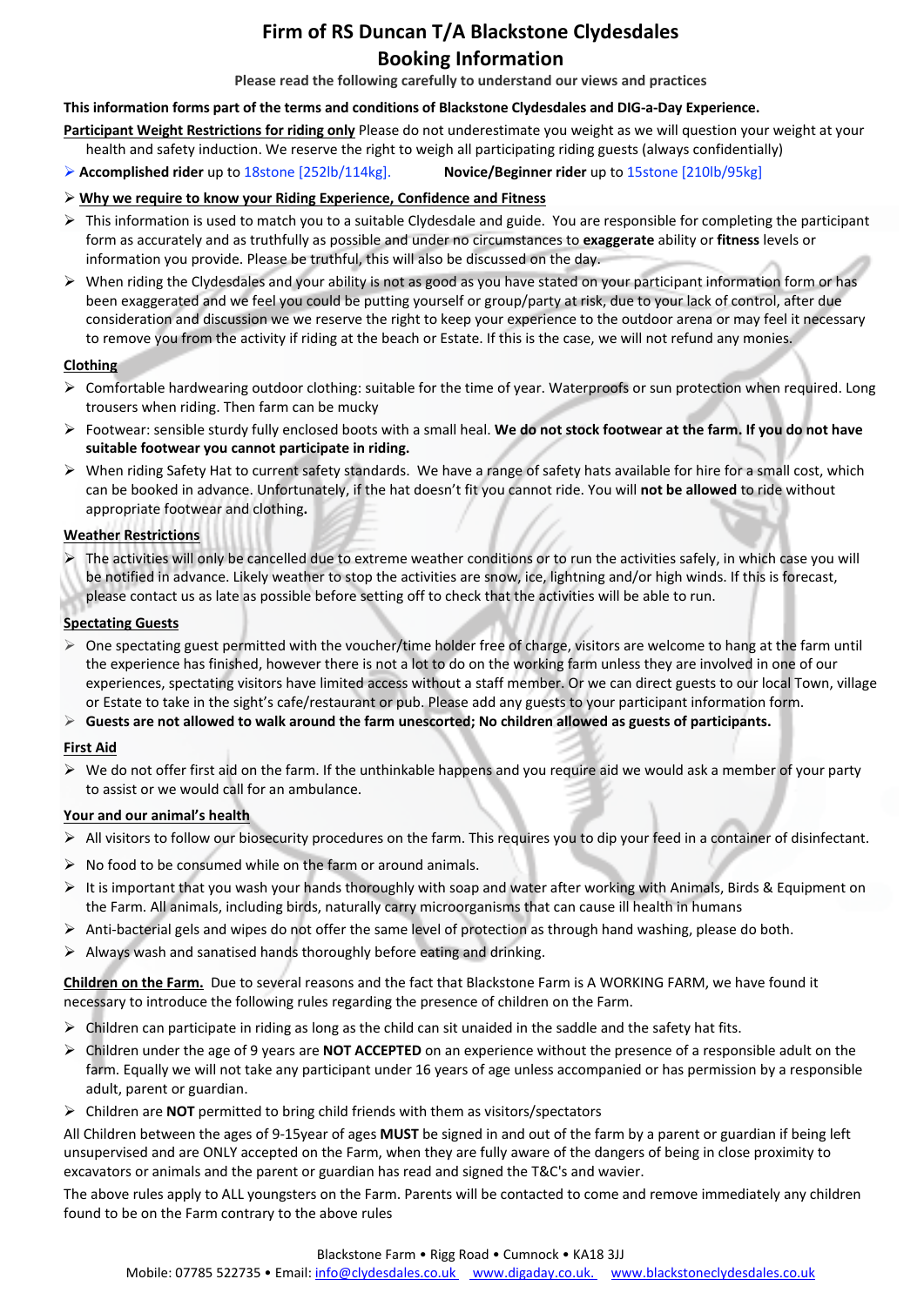# Firm of RS Duncan T/A Blackstone Clydesdales

## Booking Information

**Please read the following carefully to understand our views and practices**

**This information forms part of the terms and conditions of Blackstone Clydesdales and DIG-a-Day Experience.**

**Participant Weight Restrictions for riding only** Please do not underestimate you weight as we will question your weight at your health and safety induction. We reserve the right to weigh all participating riding guests (always confidentially)

- **Accomplished rider** up to 18stone [252lb/114kg]. **Novice/Beginner rider** up to 15stone [210lb/95kg]
- **Why we require to know your Riding Experience, Confidence and Fitness**
- This information is used to match you to a suitable Clydesdale and guide. You are responsible for completing the participant form as accurately and as truthfully as possible and under no circumstances to **exaggerate** ability or **fitness** levels or information you provide. Please be truthful, this will also be discussed on the day.
- When riding the Clydesdales and your ability is not as good as you have stated on your participant information form or has been exaggerated and we feel you could be putting yourself or group/party at risk, due to your lack of control, after due consideration and discussion we we reserve the right to keep your experience to the outdoor arena or may feel it necessary to remove you from the activity if riding at the beach or Estate. If this is the case, we will not refund any monies.

**Clothing**

- Comfortable hardwearing outdoor clothing: suitable for the time of year. Waterproofs or sun protection when required. Long trousers when riding. Then farm can be mucky
- Footwear: sensible sturdy fully enclosed boots with a small heal. **We do not stock footwear at the farm. If you do not have suitable footwear you cannot participate in riding.**
- When riding Safety Hat to current safety standards. We have a range of safety hats available for hire for a small cost, which can be booked in advance. Unfortunately, if the hat doesn't fit you cannot ride. You will **not be allowed** to ride without appropriate footwear and clothing**.**

**Weather Restrictions**

- The activities will only be cancelled due to extreme weather conditions or to run the activities safely, in which case you will be notified in advance. Likely weather to stop the activities are snow, ice, lightning and/or high winds. If this is forecast, please contact us as late as possible before setting off to check that the activities will be able to run.

**Spectating Guests**

- One spectating guest permitted with the voucher/time holder free of charge, visitors are welcome to hang at the farm until the experience has finished, however there is not a lot to do on the working farm unless they are involved in one of our experiences, spectating visitors have limited access without a staff member. Or we can direct guests to our local Town, village or Estate to take in the sight's cafe/restaurant or pub. Please add any guests to your participant information form.
- **Guests are not allowed to walk around the farm unescorted; No children allowed as guests of participants.**

**First Aid**

- We do not offer first aid on the farm. If the unthinkable happens and you require aid we would ask a member of your party to assist or we would call for an ambulance.

**Your and our animal's health**

- All visitors to follow our biosecurity procedures on the farm. This requires you to dip your feed in a container of disinfectant.
- No food to be consumed while on the farm or around animals.
- It is important that you wash your hands thoroughly with soap and water after working with Animals, Birds & Equipment on the Farm. All animals, including birds, naturally carry microorganisms that can cause ill health in humans
- Anti-bacterial gels and wipes do not offer the same level of protection as through hand washing, please do both.
- Always wash and sanatised hands thoroughly before eating and drinking.

**Children on the Farm.** Due to several reasons and the fact that Blackstone Farm is A WORKING FARM, we have found it necessary to introduce the following rules regarding the presence of children on the Farm.

- Children can participate in riding as long as the child can sit unaided in the saddle and the safety hat fits.
- Children under the age of 9 years are **NOT ACCEPTED** on an experience without the presence of a responsible adult on the farm. Equally we will not take any participant under 16 years of age unless accompanied or has permission by a responsible adult, parent or guardian.
- Children are **NOT** permitted to bring child friends with them as visitors/spectators

All Children between the ages of 9-15year of ages **MUST** be signed in and out of the farm by a parent or guardian if being left unsupervised and are ONLY accepted on the Farm, when they are fully aware of the dangers of being in close proximity to excavators or animals and the parent or guardian has read and signed the T&C's and wavier.

The above rules apply to ALL youngsters on the Farm. Parents will be contacted to come and remove immediately any children found to be on the Farm contrary to the above rules

Blackstone Farm • Rigg Road • Cumnock • KA18 3JJ
Mobile: 07785 522735 • Email: info@clydesdales.co.uk www.digaday.co.uk. www.blackstoneclydesdales.co.uk